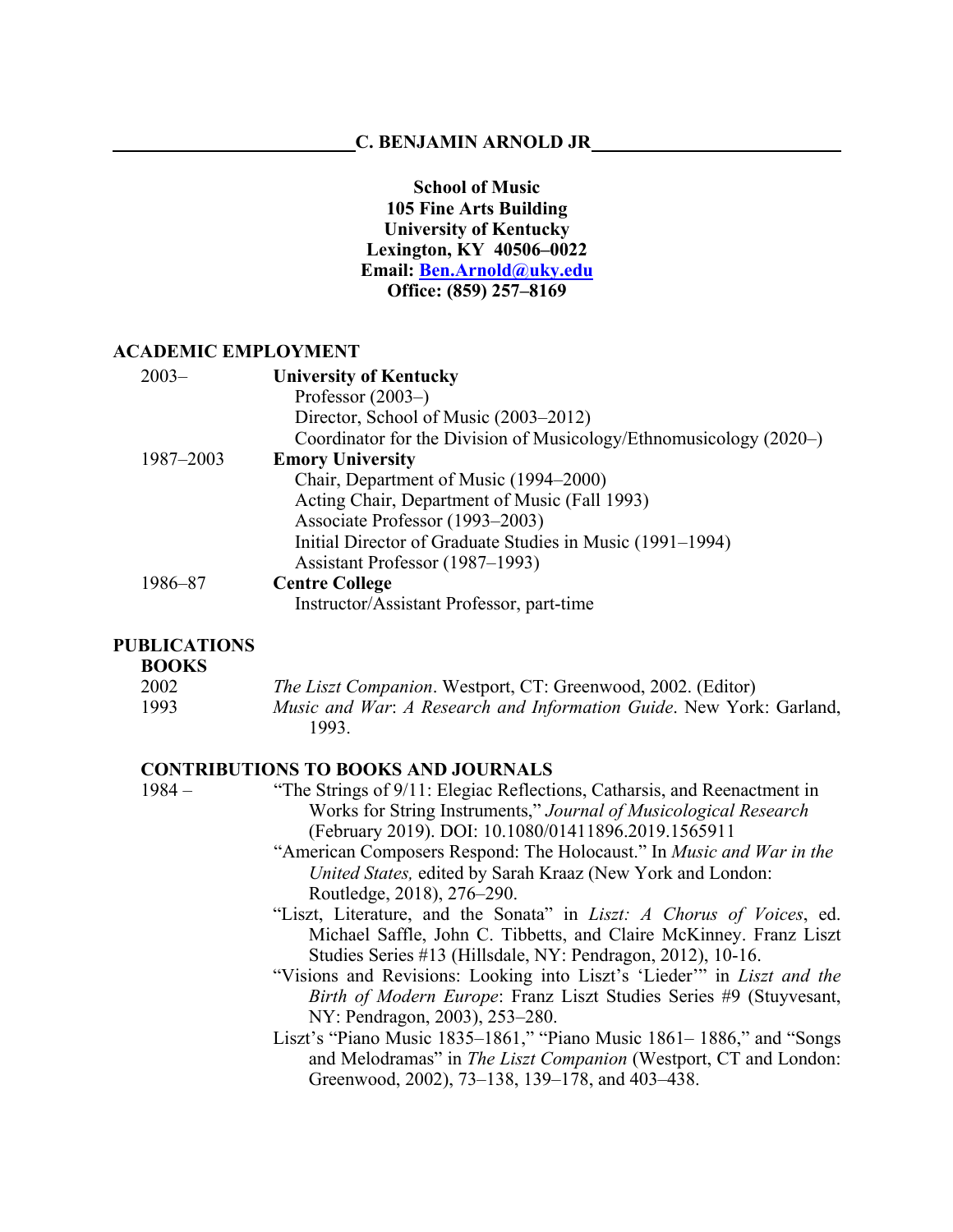# C. BENJAMIN ARNOLD JR

**School of Music**
**105 Fine Arts Building**
**University of Kentucky**
**Lexington, KY 40506–0022**
**Email: [Ben.Arnold@uky.edu](mailto:Ben.Arnold@uky.edu)**
**Office: (859) 257–8169**

## ACADEMIC EMPLOYMENT

2003– **University of Kentucky**
- Professor (2003–)
- Director, School of Music (2003–2012)
- Coordinator for the Division of Musicology/Ethnomusicology (2020–)

1987–2003 **Emory University**
- Chair, Department of Music (1994–2000)
- Acting Chair, Department of Music (Fall 1993)
- Associate Professor (1993–2003)
- Initial Director of Graduate Studies in Music (1991–1994)
- Assistant Professor (1987–1993)

1986–87 **Centre College**
- Instructor/Assistant Professor, part-time

## PUBLICATIONS

### BOOKS

2002 *The Liszt Companion*. Westport, CT: Greenwood, 2002. (Editor)

1993 *Music and War*: *A Research and Information Guide*. New York: Garland, 1993.

### CONTRIBUTIONS TO BOOKS AND JOURNALS

1984 –

"The Strings of 9/11: Elegiac Reflections, Catharsis, and Reenactment in Works for String Instruments," *Journal of Musicological Research* (February 2019). DOI: 10.1080/01411896.2019.1565911

"American Composers Respond: The Holocaust." In *Music and War in the United States,* edited by Sarah Kraaz (New York and London: Routledge, 2018), 276–290.

"Liszt, Literature, and the Sonata" in *Liszt: A Chorus of Voices*, ed. Michael Saffle, John C. Tibbetts, and Claire McKinney. Franz Liszt Studies Series #13 (Hillsdale, NY: Pendragon, 2012), 10-16.

"Visions and Revisions: Looking into Liszt's 'Lieder'" in *Liszt and the Birth of Modern Europe*: Franz Liszt Studies Series #9 (Stuyvesant, NY: Pendragon, 2003), 253–280.

Liszt's "Piano Music 1835–1861," "Piano Music 1861– 1886," and "Songs and Melodramas" in *The Liszt Companion* (Westport, CT and London: Greenwood, 2002), 73–138, 139–178, and 403–438.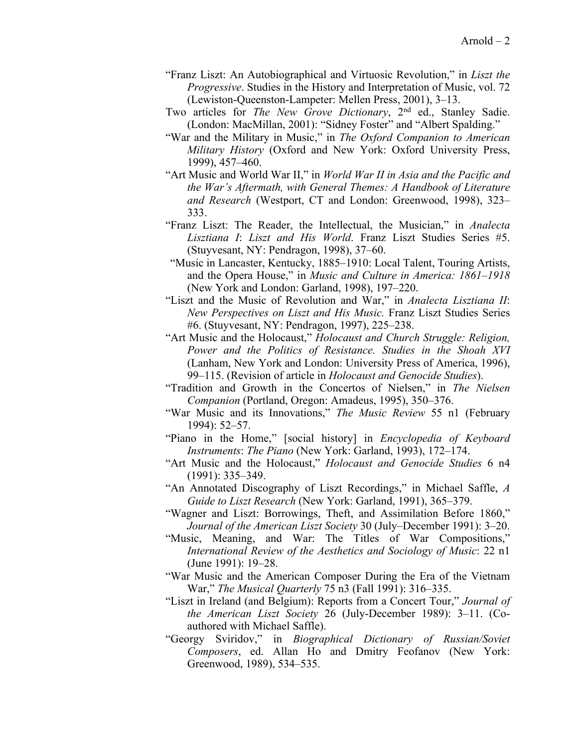"Franz Liszt: An Autobiographical and Virtuosic Revolution," in *Liszt the Progressive*. Studies in the History and Interpretation of Music, vol. 72 (Lewiston-Queenston-Lampeter: Mellen Press, 2001), 3–13.

Two articles for *The New Grove Dictionary*, 2nd ed., Stanley Sadie. (London: MacMillan, 2001): "Sidney Foster" and "Albert Spalding."

"War and the Military in Music," in *The Oxford Companion to American Military History* (Oxford and New York: Oxford University Press, 1999), 457–460.

"Art Music and World War II," in *World War II in Asia and the Pacific and the War's Aftermath, with General Themes: A Handbook of Literature and Research* (Westport, CT and London: Greenwood, 1998), 323–333.

"Franz Liszt: The Reader, the Intellectual, the Musician," in *Analecta Lisztiana I*: *Liszt and His World*. Franz Liszt Studies Series #5. (Stuyvesant, NY: Pendragon, 1998), 37–60.

"Music in Lancaster, Kentucky, 1885–1910: Local Talent, Touring Artists, and the Opera House," in *Music and Culture in America: 1861–1918* (New York and London: Garland, 1998), 197–220.

"Liszt and the Music of Revolution and War," in *Analecta Lisztiana II*: *New Perspectives on Liszt and His Music.* Franz Liszt Studies Series #6. (Stuyvesant, NY: Pendragon, 1997), 225–238.

"Art Music and the Holocaust," *Holocaust and Church Struggle: Religion, Power and the Politics of Resistance. Studies in the Shoah XVI* (Lanham, New York and London: University Press of America, 1996), 99–115. (Revision of article in *Holocaust and Genocide Studies*).

"Tradition and Growth in the Concertos of Nielsen," in *The Nielsen Companion* (Portland, Oregon: Amadeus, 1995), 350–376.

"War Music and its Innovations," *The Music Review* 55 n1 (February 1994): 52–57.

"Piano in the Home," [social history] in *Encyclopedia of Keyboard Instruments*: *The Piano* (New York: Garland, 1993), 172–174.

"Art Music and the Holocaust," *Holocaust and Genocide Studies* 6 n4 (1991): 335–349.

"An Annotated Discography of Liszt Recordings," in Michael Saffle, *A Guide to Liszt Research* (New York: Garland, 1991), 365–379.

"Wagner and Liszt: Borrowings, Theft, and Assimilation Before 1860," *Journal of the American Liszt Society* 30 (July–December 1991): 3–20.

"Music, Meaning, and War: The Titles of War Compositions," *International Review of the Aesthetics and Sociology of Music*: 22 n1 (June 1991): 19–28.

"War Music and the American Composer During the Era of the Vietnam War," *The Musical Quarterly* 75 n3 (Fall 1991): 316–335.

"Liszt in Ireland (and Belgium): Reports from a Concert Tour," *Journal of the American Liszt Society* 26 (July-December 1989): 3–11. (Co-authored with Michael Saffle).

"Georgy Sviridov," in *Biographical Dictionary of Russian/Soviet Composers*, ed. Allan Ho and Dmitry Feofanov (New York: Greenwood, 1989), 534–535.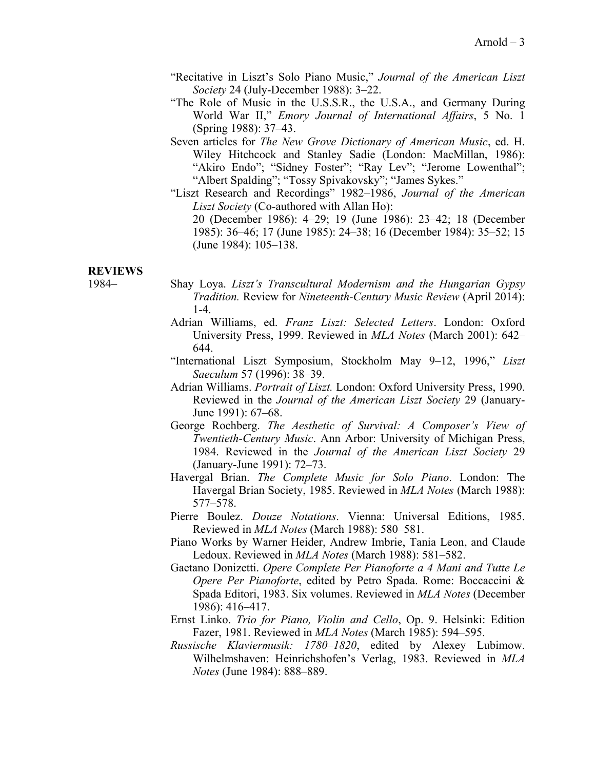"Recitative in Liszt's Solo Piano Music," *Journal of the American Liszt Society* 24 (July-December 1988): 3–22.

"The Role of Music in the U.S.S.R., the U.S.A., and Germany During World War II," *Emory Journal of International Affairs*, 5 No. 1 (Spring 1988): 37–43.

Seven articles for *The New Grove Dictionary of American Music*, ed. H. Wiley Hitchcock and Stanley Sadie (London: MacMillan, 1986): "Akiro Endo"; "Sidney Foster"; "Ray Lev"; "Jerome Lowenthal"; "Albert Spalding"; "Tossy Spivakovsky"; "James Sykes."

"Liszt Research and Recordings" 1982–1986, *Journal of the American Liszt Society* (Co-authored with Allan Ho):
20 (December 1986): 4–29; 19 (June 1986): 23–42; 18 (December 1985): 36–46; 17 (June 1985): 24–38; 16 (December 1984): 35–52; 15 (June 1984): 105–138.

## REVIEWS

1984–

Shay Loya. *Liszt's Transcultural Modernism and the Hungarian Gypsy Tradition.* Review for *Nineteenth-Century Music Review* (April 2014): 1-4.

Adrian Williams, ed. *Franz Liszt: Selected Letters*. London: Oxford University Press, 1999. Reviewed in *MLA Notes* (March 2001): 642–644.

"International Liszt Symposium, Stockholm May 9–12, 1996," *Liszt Saeculum* 57 (1996): 38–39.

Adrian Williams. *Portrait of Liszt.* London: Oxford University Press, 1990. Reviewed in the *Journal of the American Liszt Society* 29 (January-June 1991): 67–68.

George Rochberg. *The Aesthetic of Survival: A Composer's View of Twentieth-Century Music*. Ann Arbor: University of Michigan Press, 1984. Reviewed in the *Journal of the American Liszt Society* 29 (January-June 1991): 72–73.

Havergal Brian. *The Complete Music for Solo Piano*. London: The Havergal Brian Society, 1985. Reviewed in *MLA Notes* (March 1988): 577–578.

Pierre Boulez. *Douze Notations*. Vienna: Universal Editions, 1985. Reviewed in *MLA Notes* (March 1988): 580–581.

Piano Works by Warner Heider, Andrew Imbrie, Tania Leon, and Claude Ledoux. Reviewed in *MLA Notes* (March 1988): 581–582.

Gaetano Donizetti. *Opere Complete Per Pianoforte a 4 Mani and Tutte Le Opere Per Pianoforte*, edited by Petro Spada. Rome: Boccaccini & Spada Editori, 1983. Six volumes. Reviewed in *MLA Notes* (December 1986): 416–417.

Ernst Linko. *Trio for Piano, Violin and Cello*, Op. 9. Helsinki: Edition Fazer, 1981. Reviewed in *MLA Notes* (March 1985): 594–595.

*Russische Klaviermusik: 1780–1820*, edited by Alexey Lubimow. Wilhelmshaven: Heinrichshofen's Verlag, 1983. Reviewed in *MLA Notes* (June 1984): 888–889.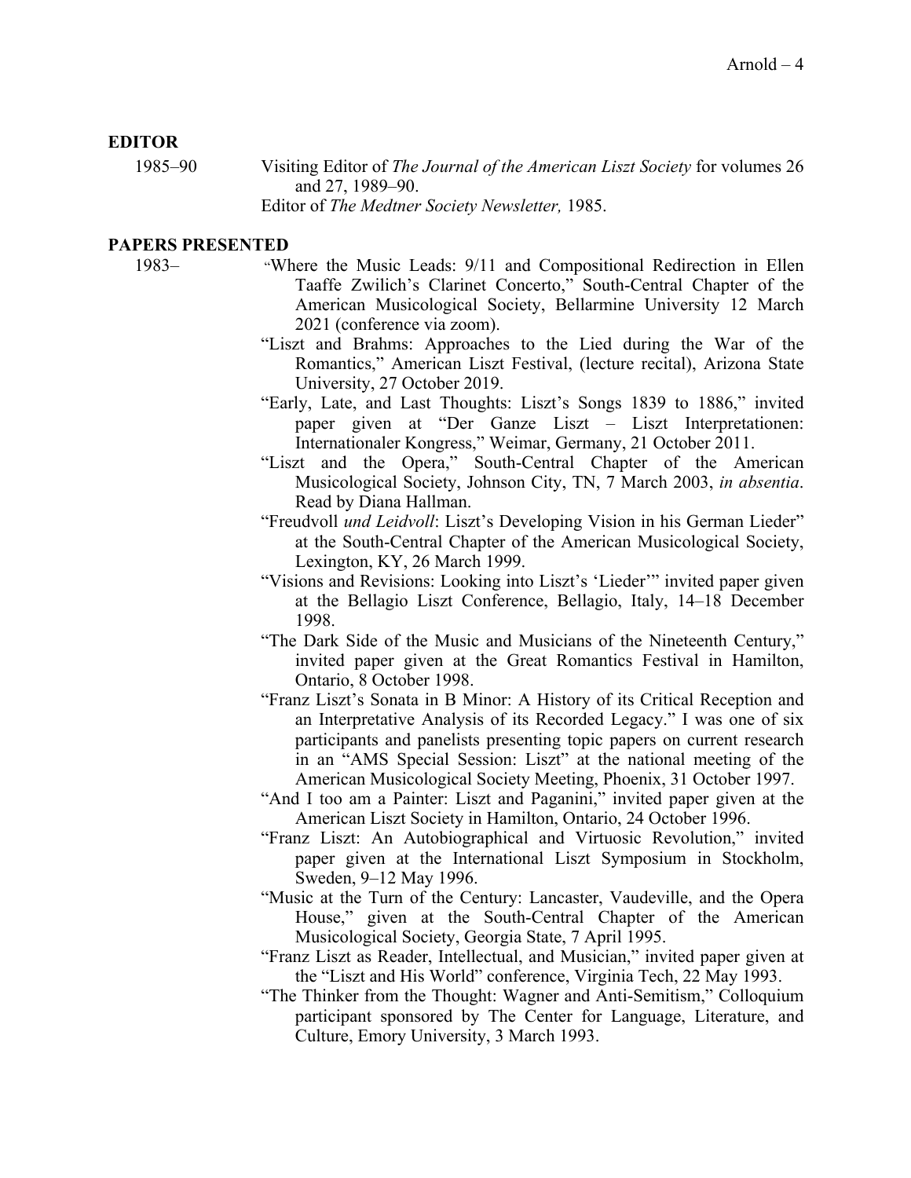## EDITOR

1985–90 Visiting Editor of *The Journal of the American Liszt Society* for volumes 26 and 27, 1989–90.

Editor of *The Medtner Society Newsletter,* 1985.

## PAPERS PRESENTED

1983–

"Where the Music Leads: 9/11 and Compositional Redirection in Ellen Taaffe Zwilich's Clarinet Concerto," South-Central Chapter of the American Musicological Society, Bellarmine University 12 March 2021 (conference via zoom).

"Liszt and Brahms: Approaches to the Lied during the War of the Romantics," American Liszt Festival, (lecture recital), Arizona State University, 27 October 2019.

"Early, Late, and Last Thoughts: Liszt's Songs 1839 to 1886," invited paper given at "Der Ganze Liszt – Liszt Interpretationen: Internationaler Kongress," Weimar, Germany, 21 October 2011.

"Liszt and the Opera," South-Central Chapter of the American Musicological Society, Johnson City, TN, 7 March 2003, *in absentia*. Read by Diana Hallman.

"Freudvoll *und Leidvoll*: Liszt's Developing Vision in his German Lieder" at the South-Central Chapter of the American Musicological Society, Lexington, KY, 26 March 1999.

"Visions and Revisions: Looking into Liszt's 'Lieder'" invited paper given at the Bellagio Liszt Conference, Bellagio, Italy, 14–18 December 1998.

"The Dark Side of the Music and Musicians of the Nineteenth Century," invited paper given at the Great Romantics Festival in Hamilton, Ontario, 8 October 1998.

"Franz Liszt's Sonata in B Minor: A History of its Critical Reception and an Interpretative Analysis of its Recorded Legacy." I was one of six participants and panelists presenting topic papers on current research in an "AMS Special Session: Liszt" at the national meeting of the American Musicological Society Meeting, Phoenix, 31 October 1997.

"And I too am a Painter: Liszt and Paganini," invited paper given at the American Liszt Society in Hamilton, Ontario, 24 October 1996.

"Franz Liszt: An Autobiographical and Virtuosic Revolution," invited paper given at the International Liszt Symposium in Stockholm, Sweden, 9–12 May 1996.

"Music at the Turn of the Century: Lancaster, Vaudeville, and the Opera House," given at the South-Central Chapter of the American Musicological Society, Georgia State, 7 April 1995.

"Franz Liszt as Reader, Intellectual, and Musician," invited paper given at the "Liszt and His World" conference, Virginia Tech, 22 May 1993.

"The Thinker from the Thought: Wagner and Anti-Semitism," Colloquium participant sponsored by The Center for Language, Literature, and Culture, Emory University, 3 March 1993.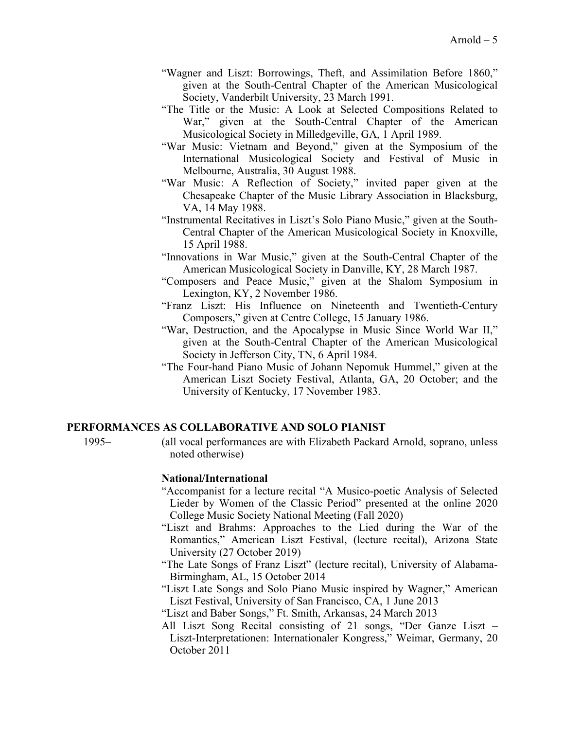"Wagner and Liszt: Borrowings, Theft, and Assimilation Before 1860," given at the South-Central Chapter of the American Musicological Society, Vanderbilt University, 23 March 1991.

"The Title or the Music: A Look at Selected Compositions Related to War," given at the South-Central Chapter of the American Musicological Society in Milledgeville, GA, 1 April 1989.

"War Music: Vietnam and Beyond," given at the Symposium of the International Musicological Society and Festival of Music in Melbourne, Australia, 30 August 1988.

"War Music: A Reflection of Society," invited paper given at the Chesapeake Chapter of the Music Library Association in Blacksburg, VA, 14 May 1988.

"Instrumental Recitatives in Liszt's Solo Piano Music," given at the South-Central Chapter of the American Musicological Society in Knoxville, 15 April 1988.

"Innovations in War Music," given at the South-Central Chapter of the American Musicological Society in Danville, KY, 28 March 1987.

"Composers and Peace Music," given at the Shalom Symposium in Lexington, KY, 2 November 1986.

"Franz Liszt: His Influence on Nineteenth and Twentieth-Century Composers," given at Centre College, 15 January 1986.

"War, Destruction, and the Apocalypse in Music Since World War II," given at the South-Central Chapter of the American Musicological Society in Jefferson City, TN, 6 April 1984.

"The Four-hand Piano Music of Johann Nepomuk Hummel," given at the American Liszt Society Festival, Atlanta, GA, 20 October; and the University of Kentucky, 17 November 1983.

## PERFORMANCES AS COLLABORATIVE AND SOLO PIANIST

1995– (all vocal performances are with Elizabeth Packard Arnold, soprano, unless noted otherwise)

### National/International

"Accompanist for a lecture recital "A Musico-poetic Analysis of Selected Lieder by Women of the Classic Period" presented at the online 2020 College Music Society National Meeting (Fall 2020)

"Liszt and Brahms: Approaches to the Lied during the War of the Romantics," American Liszt Festival, (lecture recital), Arizona State University (27 October 2019)

"The Late Songs of Franz Liszt" (lecture recital), University of Alabama-Birmingham, AL, 15 October 2014

"Liszt Late Songs and Solo Piano Music inspired by Wagner," American Liszt Festival, University of San Francisco, CA, 1 June 2013

"Liszt and Baber Songs," Ft. Smith, Arkansas, 24 March 2013

All Liszt Song Recital consisting of 21 songs, "Der Ganze Liszt – Liszt-Interpretationen: Internationaler Kongress," Weimar, Germany, 20 October 2011